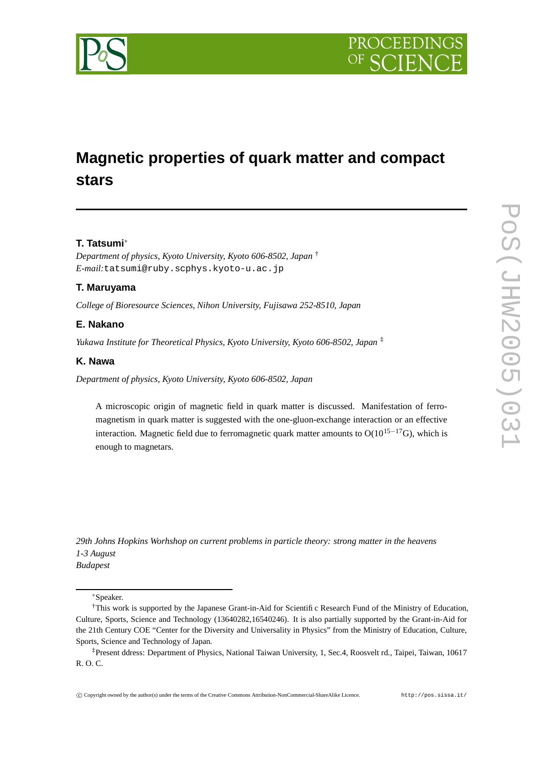# Magnetic properties of quark matter and compact stars

**T. Tatsumi**[*]

*Department of physics, Kyoto University, Kyoto 606-8502, Japan* [†]
*E-mail:* tatsumi@ruby.scphys.kyoto-u.ac.jp

**T. Maruyama**

*College of Bioresource Sciences, Nihon University, Fujisawa 252-8510, Japan*

**E. Nakano**

*Yukawa Institute for Theoretical Physics, Kyoto University, Kyoto 606-8502, Japan* [‡]

**K. Nawa**

*Department of physics, Kyoto University, Kyoto 606-8502, Japan*

A microscopic origin of magnetic field in quark matter is discussed. Manifestation of ferromagnetism in quark matter is suggested with the one-gluon-exchange interaction or an effective interaction. Magnetic field due to ferromagnetic quark matter amounts to O($10^{15-17}$G), which is enough to magnetars.

*29th Johns Hopkins Worhshop on current problems in particle theory: strong matter in the heavens*
*1-3 August*
*Budapest*

---

[*] Speaker.

[†] This work is supported by the Japanese Grant-in-Aid for Scientific Research Fund of the Ministry of Education, Culture, Sports, Science and Technology (13640282,16540246). It is also partially supported by the Grant-in-Aid for the 21th Century COE "Center for the Diversity and Universality in Physics" from the Ministry of Education, Culture, Sports, Science and Technology of Japan.

[‡] Present ddress: Department of Physics, National Taiwan University, 1, Sec.4, Roosvelt rd., Taipei, Taiwan, 10617 R. O. C.

© Copyright owned by the author(s) under the terms of the Creative Commons Attribution-NonCommercial-ShareAlike Licence. http://pos.sissa.it/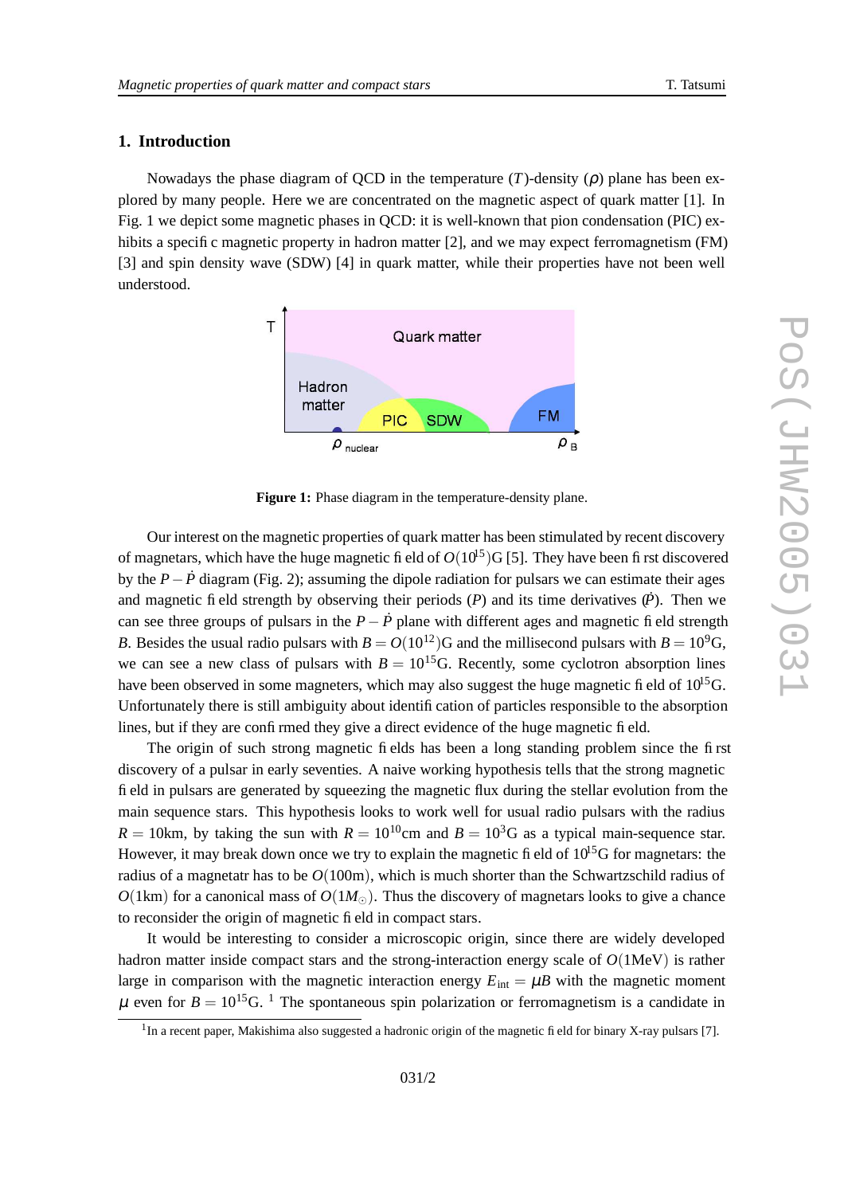## 1. Introduction

Nowadays the phase diagram of QCD in the temperature ($T$)-density ($\rho$) plane has been explored by many people. Here we are concentrated on the magnetic aspect of quark matter [1]. In Fig. 1 we depict some magnetic phases in QCD: it is well-known that pion condensation (PIC) exhibits a specific magnetic property in hadron matter [2], and we may expect ferromagnetism (FM) [3] and spin density wave (SDW) [4] in quark matter, while their properties have not been well understood.

**Figure 1:** Phase diagram in the temperature-density plane.

Our interest on the magnetic properties of quark matter has been stimulated by recent discovery of magnetars, which have the huge magnetic field of $O(10^{15})$G [5]. They have been first discovered by the $P-\dot{P}$ diagram (Fig. 2); assuming the dipole radiation for pulsars we can estimate their ages and magnetic field strength by observing their periods ($P$) and its time derivatives ($\dot{P}$). Then we can see three groups of pulsars in the $P-\dot{P}$ plane with different ages and magnetic field strength $B$. Besides the usual radio pulsars with $B=O(10^{12})$G and the millisecond pulsars with $B=10^{9}$G, we can see a new class of pulsars with $B=10^{15}$G. Recently, some cyclotron absorption lines have been observed in some magneters, which may also suggest the huge magnetic field of $10^{15}$G. Unfortunately there is still ambiguity about identification of particles responsible to the absorption lines, but if they are confirmed they give a direct evidence of the huge magnetic field.

The origin of such strong magnetic fields has been a long standing problem since the first discovery of a pulsar in early seventies. A naive working hypothesis tells that the strong magnetic field in pulsars are generated by squeezing the magnetic flux during the stellar evolution from the main sequence stars. This hypothesis looks to work well for usual radio pulsars with the radius $R=10$km, by taking the sun with $R=10^{10}$cm and $B=10^{3}$G as a typical main-sequence star. However, it may break down once we try to explain the magnetic field of $10^{15}$G for magnetars: the radius of a magnetatr has to be $O(100\text{m})$, which is much shorter than the Schwartzschild radius of $O(1\text{km})$ for a canonical mass of $O(1M_{\odot})$. Thus the discovery of magnetars looks to give a chance to reconsider the origin of magnetic field in compact stars.

It would be interesting to consider a microscopic origin, since there are widely developed hadron matter inside compact stars and the strong-interaction energy scale of $O(1\text{MeV})$ is rather large in comparison with the magnetic interaction energy $E_{\text{int}}=\mu B$ with the magnetic moment $\mu$ even for $B=10^{15}$G. [1] The spontaneous spin polarization or ferromagnetism is a candidate in

[1] In a recent paper, Makishima also suggested a hadronic origin of the magnetic field for binary X-ray pulsars [7].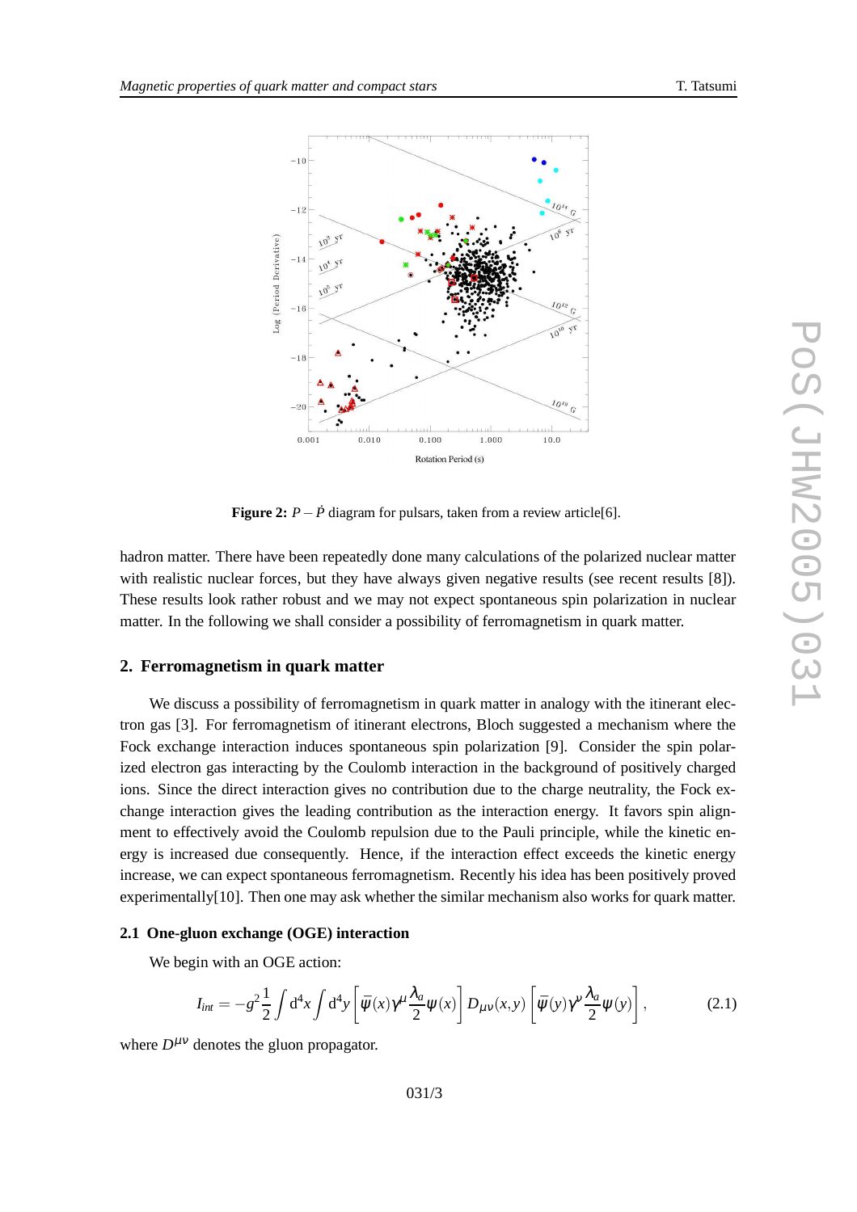**Figure 2:** $P-\dot{P}$ diagram for pulsars, taken from a review article[6].

hadron matter. There have been repeatedly done many calculations of the polarized nuclear matter with realistic nuclear forces, but they have always given negative results (see recent results [8]). These results look rather robust and we may not expect spontaneous spin polarization in nuclear matter. In the following we shall consider a possibility of ferromagnetism in quark matter.

## 2. Ferromagnetism in quark matter

We discuss a possibility of ferromagnetism in quark matter in analogy with the itinerant electron gas [3]. For ferromagnetism of itinerant electrons, Bloch suggested a mechanism where the Fock exchange interaction induces spontaneous spin polarization [9]. Consider the spin polarized electron gas interacting by the Coulomb interaction in the background of positively charged ions. Since the direct interaction gives no contribution due to the charge neutrality, the Fock exchange interaction gives the leading contribution as the interaction energy. It favors spin alignment to effectively avoid the Coulomb repulsion due to the Pauli principle, while the kinetic energy is increased due consequently. Hence, if the interaction effect exceeds the kinetic energy increase, we can expect spontaneous ferromagnetism. Recently his idea has been positively proved experimentally[10]. Then one may ask whether the similar mechanism also works for quark matter.

### 2.1 One-gluon exchange (OGE) interaction

We begin with an OGE action:

$$I_{int} = -g^2\frac{1}{2}\int d^4x \int d^4y \left[\bar{\psi}(x)\gamma^\mu \frac{\lambda_a}{2}\psi(x)\right] D_{\mu\nu}(x,y)\left[\bar{\psi}(y)\gamma^\nu \frac{\lambda_a}{2}\psi(y)\right], \tag{2.1}$$

where $D^{\mu\nu}$ denotes the gluon propagator.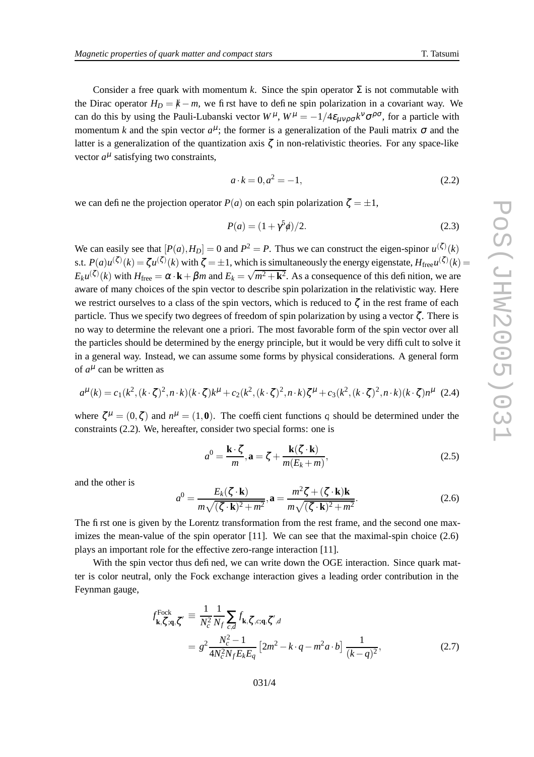Consider a free quark with momentum $k$. Since the spin operator $\Sigma$ is not commutable with the Dirac operator $H_D = \not{k} - m$, we first have to define spin polarization in a covariant way. We can do this by using the Pauli-Lubanski vector $W^\mu$, $W^\mu = -1/4\epsilon_{\mu\nu\rho\sigma}k^\nu\sigma^{\rho\sigma}$, for a particle with momentum $k$ and the spin vector $a^\mu$; the former is a generalization of the Pauli matrix $\sigma$ and the latter is a generalization of the quantization axis $\zeta$ in non-relativistic theories. For any space-like vector $a^\mu$ satisfying two constraints,

$$a \cdot k = 0, a^2 = -1, \tag{2.2}$$

we can define the projection operator $P(a)$ on each spin polarization $\zeta = \pm 1$,

$$P(a) = (1 + \gamma^5 \not{a})/2. \tag{2.3}$$

We can easily see that $[P(a), H_D] = 0$ and $P^2 = P$. Thus we can construct the eigen-spinor $u^{(\zeta)}(k)$ s.t. $P(a)u^{(\zeta)}(k) = \zeta u^{(\zeta)}(k)$ with $\zeta = \pm 1$, which is simultaneously the energy eigenstate, $H_{\rm free}u^{(\zeta)}(k) = E_k u^{(\zeta)}(k)$ with $H_{\rm free} = \alpha \cdot \mathbf{k} + \beta m$ and $E_k = \sqrt{m^2 + \mathbf{k}^2}$. As a consequence of this definition, we are aware of many choices of the spin vector to describe spin polarization in the relativistic way. Here we restrict ourselves to a class of the spin vectors, which is reduced to $\zeta$ in the rest frame of each particle. Thus we specify two degrees of freedom of spin polarization by using a vector $\zeta$. There is no way to determine the relevant one a priori. The most favorable form of the spin vector over all the particles should be determined by the energy principle, but it would be very difficult to solve it in a general way. Instead, we can assume some forms by physical considerations. A general form of $a^\mu$ can be written as

$$a^\mu(k) = c_1(k^2, (k\cdot\zeta)^2, n\cdot k)(k\cdot\zeta)k^\mu + c_2(k^2, (k\cdot\zeta)^2, n\cdot k)\zeta^\mu + c_3(k^2, (k\cdot\zeta)^2, n\cdot k)(k\cdot\zeta)n^\mu \tag{2.4}$$

where $\zeta^\mu = (0, \zeta)$ and $n^\mu = (1, \mathbf{0})$. The coefficient functions $c_i$ should be determined under the constraints (2.2). We, hereafter, consider two special forms: one is

$$a^0 = \frac{\mathbf{k}\cdot\zeta}{m}, \mathbf{a} = \zeta + \frac{\mathbf{k}(\zeta\cdot\mathbf{k})}{m(E_k + m)}, \tag{2.5}$$

and the other is

$$a^0 = \frac{E_k(\zeta\cdot\mathbf{k})}{m\sqrt{(\zeta\cdot\mathbf{k})^2 + m^2}}, \mathbf{a} = \frac{m^2\zeta + (\zeta\cdot\mathbf{k})\mathbf{k}}{m\sqrt{(\zeta\cdot\mathbf{k})^2 + m^2}}. \tag{2.6}$$

The first one is given by the Lorentz transformation from the rest frame, and the second one maximizes the mean-value of the spin operator [11]. We can see that the maximal-spin choice (2.6) plays an important role for the effective zero-range interaction [11].

With the spin vector thus defined, we can write down the OGE interaction. Since quark matter is color neutral, only the Fock exchange interaction gives a leading order contribution in the Feynman gauge,

$$\begin{aligned}
f^{\rm Fock}_{\mathbf{k},\zeta;\mathbf{q},\zeta'} &\equiv \frac{1}{N_c^2}\frac{1}{N_f}\sum_{c,d} f_{\mathbf{k},\zeta,c;\mathbf{q},\zeta',d} \\
&= g^2\frac{N_c^2 - 1}{4N_c^2 N_f E_k E_q}\left[2m^2 - k\cdot q - m^2 a\cdot b\right]\frac{1}{(k-q)^2},
\end{aligned} \tag{2.7}$$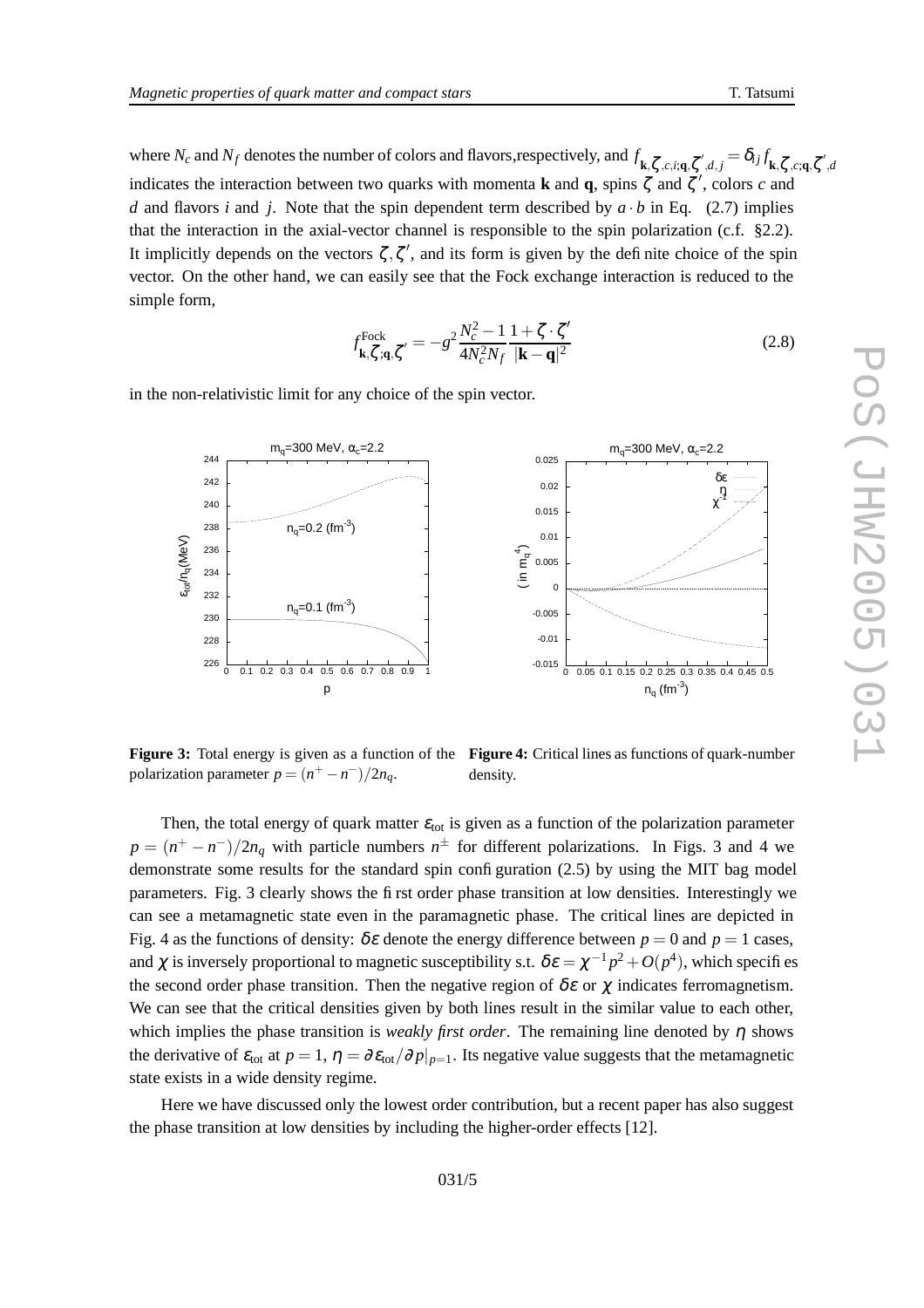where $N_c$ and $N_f$ denotes the number of colors and flavors,respectively, and $f_{\mathbf{k},\zeta,c,i;\mathbf{q},\zeta',d,j} = \delta_{ij} f_{\mathbf{k},\zeta,c;\mathbf{q},\zeta',d}$ indicates the interaction between two quarks with momenta $\mathbf{k}$ and $\mathbf{q}$, spins $\zeta$ and $\zeta'$, colors $c$ and $d$ and flavors $i$ and $j$. Note that the spin dependent term described by $a \cdot b$ in Eq. (2.7) implies that the interaction in the axial-vector channel is responsible to the spin polarization (c.f. §2.2). It implicitly depends on the vectors $\zeta, \zeta'$, and its form is given by the definite choice of the spin vector. On the other hand, we can easily see that the Fock exchange interaction is reduced to the simple form,

$$f^{\rm Fock}_{\mathbf{k},\zeta;\mathbf{q},\zeta'} = -g^2 \frac{N_c^2 - 1}{4N_c^2 N_f} \frac{1 + \zeta \cdot \zeta'}{|\mathbf{k} - \mathbf{q}|^2} \tag{2.8}$$

in the non-relativistic limit for any choice of the spin vector.

**Figure 3:** Total energy is given as a function of the polarization parameter $p = (n^+ - n^-)/2n_q$.

**Figure 4:** Critical lines as functions of quark-number density.

Then, the total energy of quark matter $\varepsilon_{\rm tot}$ is given as a function of the polarization parameter $p = (n^+ - n^-)/2n_q$ with particle numbers $n^\pm$ for different polarizations. In Figs. 3 and 4 we demonstrate some results for the standard spin configuration (2.5) by using the MIT bag model parameters. Fig. 3 clearly shows the first order phase transition at low densities. Interestingly we can see a metamagnetic state even in the paramagnetic phase. The critical lines are depicted in Fig. 4 as the functions of density: $\delta\varepsilon$ denote the energy difference between $p = 0$ and $p = 1$ cases, and $\chi$ is inversely proportional to magnetic susceptibility s.t. $\delta\varepsilon = \chi^{-1} p^2 + O(p^4)$, which specifies the second order phase transition. Then the negative region of $\delta\varepsilon$ or $\chi$ indicates ferromagnetism. We can see that the critical densities given by both lines result in the similar value to each other, which implies the phase transition is *weakly first order*. The remaining line denoted by $\eta$ shows the derivative of $\varepsilon_{\rm tot}$ at $p = 1$, $\eta = \partial\varepsilon_{\rm tot}/\partial p|_{p=1}$. Its negative value suggests that the metamagnetic state exists in a wide density regime.

Here we have discussed only the lowest order contribution, but a recent paper has also suggest the phase transition at low densities by including the higher-order effects [12].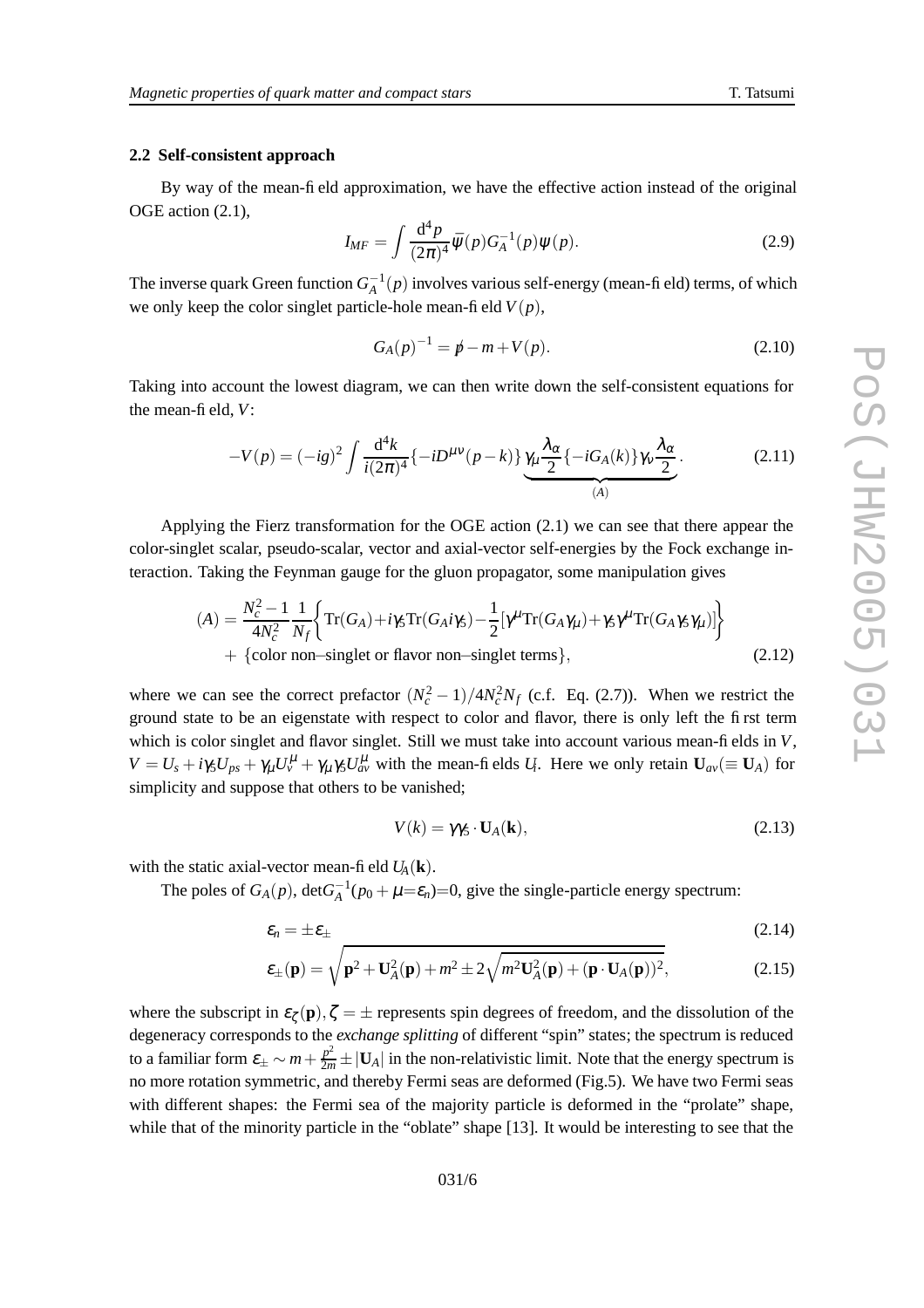### 2.2 Self-consistent approach

By way of the mean-field approximation, we have the effective action instead of the original OGE action (2.1),

$$I_{MF} = \int \frac{d^4 p}{(2\pi)^4} \bar{\psi}(p) G_A^{-1}(p) \psi(p). \tag{2.9}$$

The inverse quark Green function $G_A^{-1}(p)$ involves various self-energy (mean-field) terms, of which we only keep the color singlet particle-hole mean-field $V(p)$,

$$G_A(p)^{-1} = \not{p} - m + V(p). \tag{2.10}$$

Taking into account the lowest diagram, we can then write down the self-consistent equations for the mean-field, $V$:

$$-V(p) = (-ig)^2 \int \frac{d^4 k}{i(2\pi)^4} \{-iD^{\mu\nu}(p-k)\} \underbrace{\gamma_\mu \frac{\lambda_\alpha}{2} \{-iG_A(k)\} \gamma_\nu \frac{\lambda_\alpha}{2}}_{(A)}. \tag{2.11}$$

Applying the Fierz transformation for the OGE action (2.1) we can see that there appear the color-singlet scalar, pseudo-scalar, vector and axial-vector self-energies by the Fock exchange interaction. Taking the Feynman gauge for the gluon propagator, some manipulation gives

$$\begin{aligned}(A) = &\frac{N_c^2 - 1}{4N_c^2} \frac{1}{N_f} \left\{ \mathrm{Tr}(G_A) + i\gamma_5 \mathrm{Tr}(G_A i\gamma_5) - \frac{1}{2}[\gamma^\mu \mathrm{Tr}(G_A \gamma_\mu) + \gamma_5 \gamma^\mu \mathrm{Tr}(G_A \gamma_5 \gamma_\mu)] \right\} \\ &+ \{\text{color non–singlet or flavor non–singlet terms}\},\end{aligned} \tag{2.12}$$

where we can see the correct prefactor $(N_c^2 - 1)/4N_c^2 N_f$ (c.f. Eq. (2.7)). When we restrict the ground state to be an eigenstate with respect to color and flavor, there is only left the first term which is color singlet and flavor singlet. Still we must take into account various mean-fields in $V$, $V = U_s + i\gamma_5 U_{ps} + \gamma_\mu U_v^\mu + \gamma_\mu \gamma_5 U_{av}^\mu$ with the mean-fields $U_i$. Here we only retain $\mathbf{U}_{av} (\equiv \mathbf{U}_A)$ for simplicity and suppose that others to be vanished;

$$V(k) = \gamma\gamma_5 \cdot \mathbf{U}_A(\mathbf{k}), \tag{2.13}$$

with the static axial-vector mean-field $U_A(\mathbf{k})$.

The poles of $G_A(p)$, $\det G_A^{-1}(p_0 + \mu = \varepsilon_n) = 0$, give the single-particle energy spectrum:

$$\varepsilon_n = \pm \varepsilon_\pm \tag{2.14}$$

$$\varepsilon_\pm(\mathbf{p}) = \sqrt{\mathbf{p}^2 + \mathbf{U}_A^2(\mathbf{p}) + m^2 \pm 2\sqrt{m^2 \mathbf{U}_A^2(\mathbf{p}) + (\mathbf{p} \cdot \mathbf{U}_A(\mathbf{p}))^2}}, \tag{2.15}$$

where the subscript in $\varepsilon_\zeta(\mathbf{p}), \zeta = \pm$ represents spin degrees of freedom, and the dissolution of the degeneracy corresponds to the *exchange splitting* of different "spin" states; the spectrum is reduced to a familiar form $\varepsilon_\pm \sim m + \frac{p^2}{2m} \pm |\mathbf{U}_A|$ in the non-relativistic limit. Note that the energy spectrum is no more rotation symmetric, and thereby Fermi seas are deformed (Fig.5). We have two Fermi seas with different shapes: the Fermi sea of the majority particle is deformed in the "prolate" shape, while that of the minority particle in the "oblate" shape [13]. It would be interesting to see that the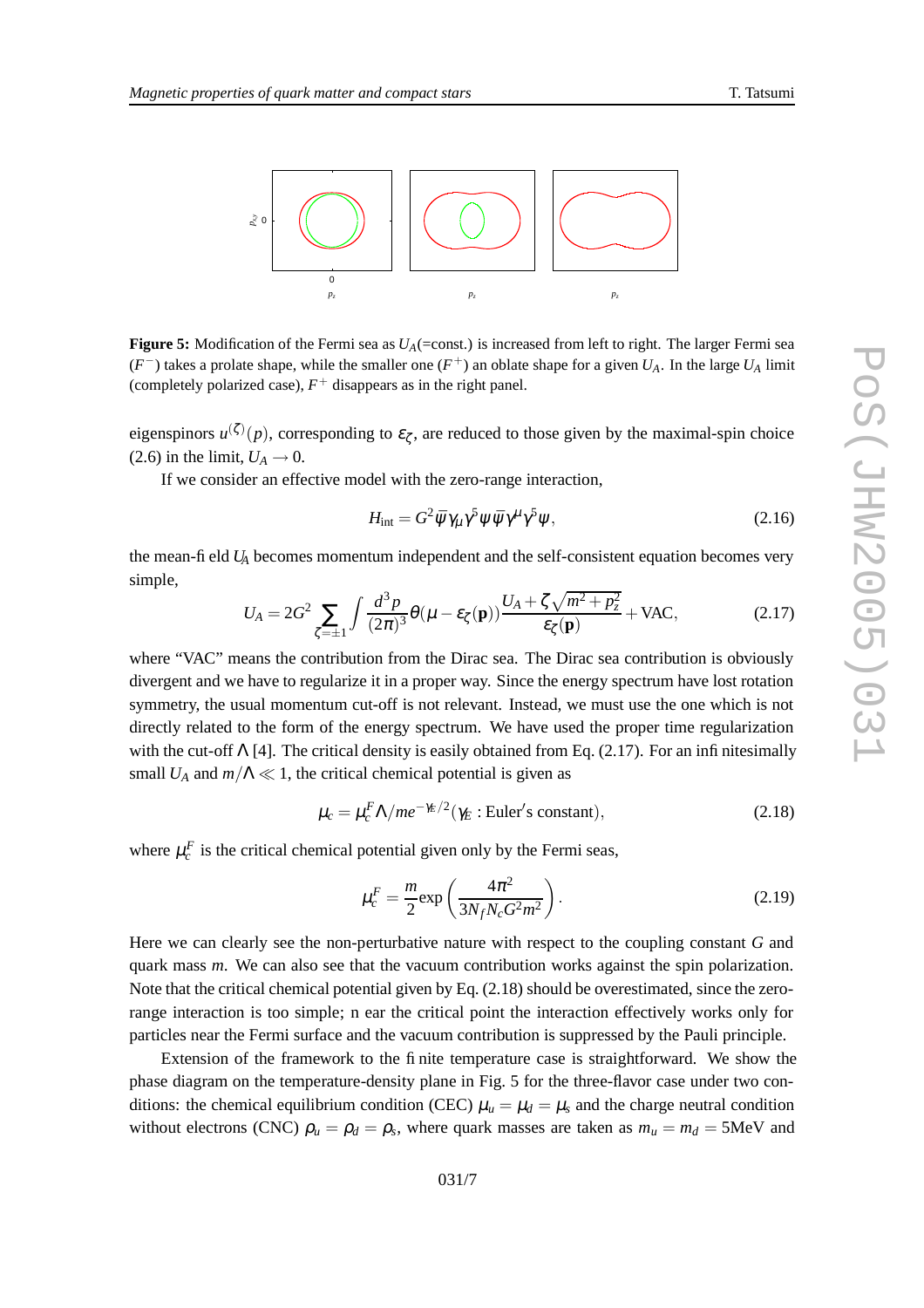**Figure 5:** Modification of the Fermi sea as $U_A$(=const.) is increased from left to right. The larger Fermi sea ($F^-$) takes a prolate shape, while the smaller one ($F^+$) an oblate shape for a given $U_A$. In the large $U_A$ limit (completely polarized case), $F^+$ disappears as in the right panel.

eigenspinors $u^{(\zeta)}(p)$, corresponding to $\varepsilon_\zeta$, are reduced to those given by the maximal-spin choice (2.6) in the limit, $U_A \to 0$.

If we consider an effective model with the zero-range interaction,

$$H_{\rm int} = G^2 \bar{\psi}\gamma_\mu\gamma^5\psi\bar{\psi}\gamma^\mu\gamma^5\psi, \tag{2.16}$$

the mean-field $U_A$ becomes momentum independent and the self-consistent equation becomes very simple,

$$U_A = 2G^2 \sum_{\zeta=\pm1} \int \frac{d^3p}{(2\pi)^3}\theta(\mu-\varepsilon_\zeta(\mathbf{p}))\frac{U_A+\zeta\sqrt{m^2+p_z^2}}{\varepsilon_\zeta(\mathbf{p})} + \mathrm{VAC}, \tag{2.17}$$

where "VAC" means the contribution from the Dirac sea. The Dirac sea contribution is obviously divergent and we have to regularize it in a proper way. Since the energy spectrum have lost rotation symmetry, the usual momentum cut-off is not relevant. Instead, we must use the one which is not directly related to the form of the energy spectrum. We have used the proper time regularization with the cut-off $\Lambda$ [4]. The critical density is easily obtained from Eq. (2.17). For an infinitesimally small $U_A$ and $m/\Lambda \ll 1$, the critical chemical potential is given as

$$\mu_c = \mu_c^F \Lambda/me^{-\gamma_E/2}(\gamma_E : \text{Euler's constant}), \tag{2.18}$$

where $\mu_c^F$ is the critical chemical potential given only by the Fermi seas,

$$\mu_c^F = \frac{m}{2}\exp\left(\frac{4\pi^2}{3N_fN_cG^2m^2}\right). \tag{2.19}$$

Here we can clearly see the non-perturbative nature with respect to the coupling constant $G$ and quark mass $m$. We can also see that the vacuum contribution works against the spin polarization. Note that the critical chemical potential given by Eq. (2.18) should be overestimated, since the zero-range interaction is too simple; near the critical point the interaction effectively works only for particles near the Fermi surface and the vacuum contribution is suppressed by the Pauli principle.

Extension of the framework to the finite temperature case is straightforward. We show the phase diagram on the temperature-density plane in Fig. 5 for the three-flavor case under two conditions: the chemical equilibrium condition (CEC) $\mu_u = \mu_d = \mu_s$ and the charge neutral condition without electrons (CNC) $\rho_u = \rho_d = \rho_s$, where quark masses are taken as $m_u = m_d = 5$MeV and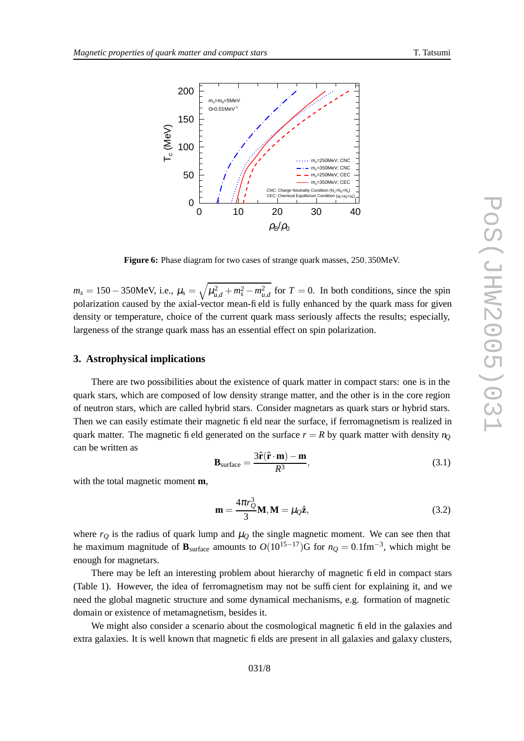**Figure 6:** Phase diagram for two cases of strange quark masses, 250, 350MeV.

$m_s = 150 - 350$MeV, i.e., $\mu_s = \sqrt{\mu_{u,d}^2 + m_s^2 - m_{u,d}^2}$ for $T = 0$. In both conditions, since the spin polarization caused by the axial-vector mean-field is fully enhanced by the quark mass for given density or temperature, choice of the current quark mass seriously affects the results; especially, largeness of the strange quark mass has an essential effect on spin polarization.

## 3. Astrophysical implications

There are two possibilities about the existence of quark matter in compact stars: one is in the quark stars, which are composed of low density strange matter, and the other is in the core region of neutron stars, which are called hybrid stars. Consider magnetars as quark stars or hybrid stars. Then we can easily estimate their magnetic field near the surface, if ferromagnetism is realized in quark matter. The magnetic field generated on the surface $r = R$ by quark matter with density $n_Q$ can be written as

$$\mathbf{B}_{\rm surface} = \frac{3\hat{\mathbf{r}}(\hat{\mathbf{r}}\cdot\mathbf{m}) - \mathbf{m}}{R^3}, \tag{3.1}$$

with the total magnetic moment $\mathbf{m}$,

$$\mathbf{m} = \frac{4\pi r_Q^3}{3}\mathbf{M}, \mathbf{M} = \mu_Q \hat{\mathbf{z}}, \tag{3.2}$$

where $r_Q$ is the radius of quark lump and $\mu_Q$ the single magnetic moment. We can see then that he maximum magnitude of $\mathbf{B}_{\rm surface}$ amounts to $O(10^{15-17})$G for $n_Q = 0.1\text{fm}^{-3}$, which might be enough for magnetars.

There may be left an interesting problem about hierarchy of magnetic field in compact stars (Table 1). However, the idea of ferromagnetism may not be sufficient for explaining it, and we need the global magnetic structure and some dynamical mechanisms, e.g. formation of magnetic domain or existence of metamagnetism, besides it.

We might also consider a scenario about the cosmological magnetic field in the galaxies and extra galaxies. It is well known that magnetic fields are present in all galaxies and galaxy clusters,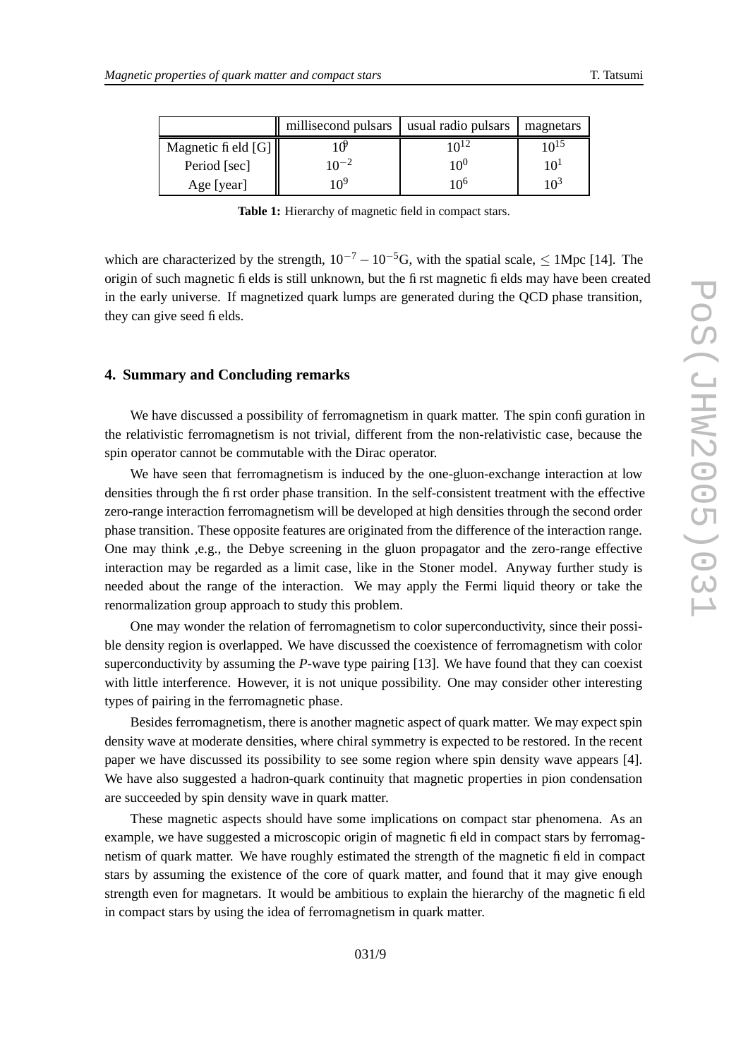|  | millisecond pulsars | usual radio pulsars | magnetars |
|---|---|---|---|
| Magnetic field [G] | $10^9$ | $10^{12}$ | $10^{15}$ |
| Period [sec] | $10^{-2}$ | $10^0$ | $10^1$ |
| Age [year] | $10^9$ | $10^6$ | $10^3$ |

**Table 1:** Hierarchy of magnetic field in compact stars.

which are characterized by the strength, $10^{-7}-10^{-5}$G, with the spatial scale, $\leq$ 1Mpc [14]. The origin of such magnetic fields is still unknown, but the first magnetic fields may have been created in the early universe. If magnetized quark lumps are generated during the QCD phase transition, they can give seed fields.

## 4. Summary and Concluding remarks

We have discussed a possibility of ferromagnetism in quark matter. The spin configuration in the relativistic ferromagnetism is not trivial, different from the non-relativistic case, because the spin operator cannot be commutable with the Dirac operator.

We have seen that ferromagnetism is induced by the one-gluon-exchange interaction at low densities through the first order phase transition. In the self-consistent treatment with the effective zero-range interaction ferromagnetism will be developed at high densities through the second order phase transition. These opposite features are originated from the difference of the interaction range. One may think ,e.g., the Debye screening in the gluon propagator and the zero-range effective interaction may be regarded as a limit case, like in the Stoner model. Anyway further study is needed about the range of the interaction. We may apply the Fermi liquid theory or take the renormalization group approach to study this problem.

One may wonder the relation of ferromagnetism to color superconductivity, since their possible density region is overlapped. We have discussed the coexistence of ferromagnetism with color superconductivity by assuming the *P*-wave type pairing [13]. We have found that they can coexist with little interference. However, it is not unique possibility. One may consider other interesting types of pairing in the ferromagnetic phase.

Besides ferromagnetism, there is another magnetic aspect of quark matter. We may expect spin density wave at moderate densities, where chiral symmetry is expected to be restored. In the recent paper we have discussed its possibility to see some region where spin density wave appears [4]. We have also suggested a hadron-quark continuity that magnetic properties in pion condensation are succeeded by spin density wave in quark matter.

These magnetic aspects should have some implications on compact star phenomena. As an example, we have suggested a microscopic origin of magnetic field in compact stars by ferromagnetism of quark matter. We have roughly estimated the strength of the magnetic field in compact stars by assuming the existence of the core of quark matter, and found that it may give enough strength even for magnetars. It would be ambitious to explain the hierarchy of the magnetic field in compact stars by using the idea of ferromagnetism in quark matter.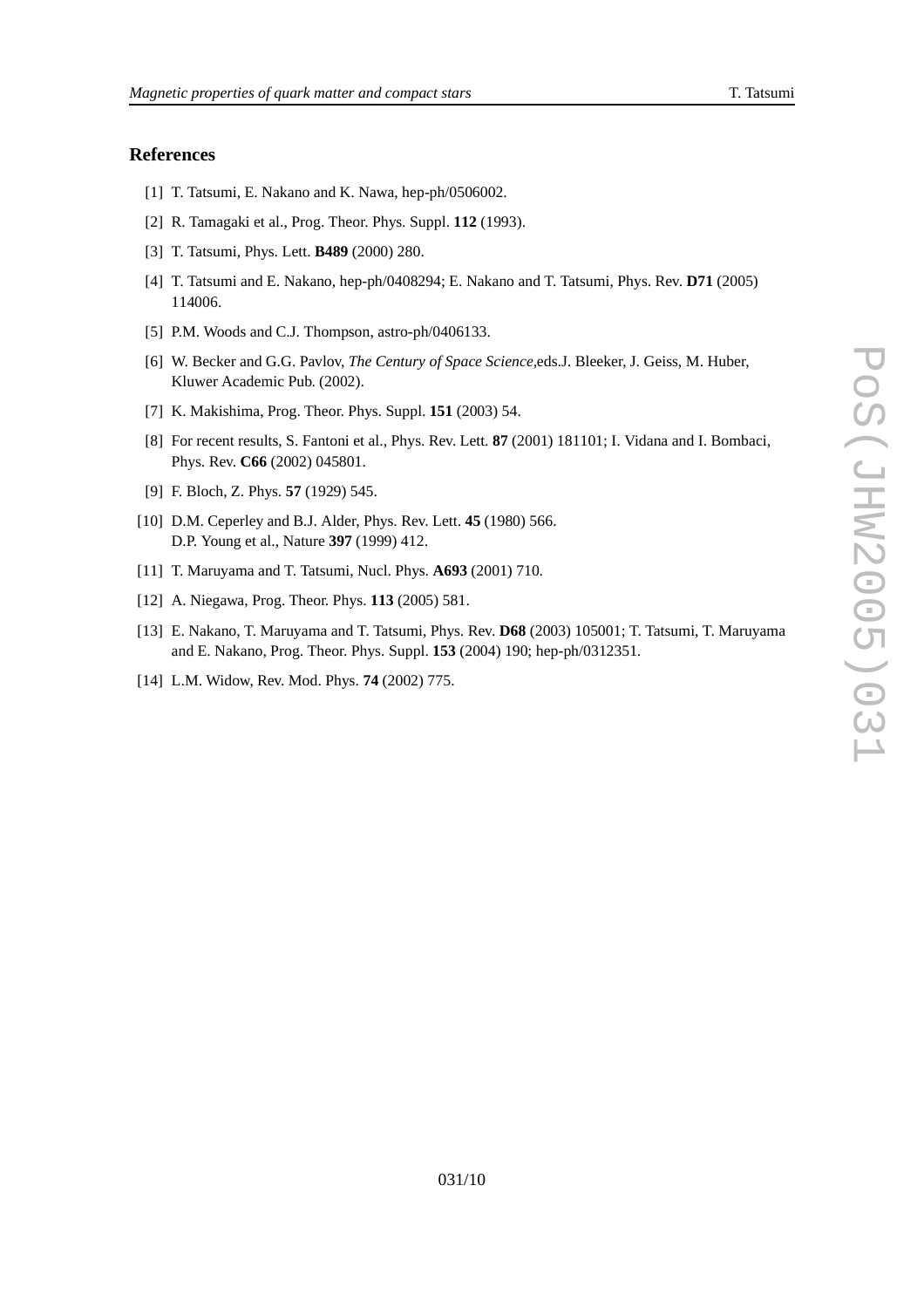### References

[1] T. Tatsumi, E. Nakano and K. Nawa, hep-ph/0506002.

[2] R. Tamagaki et al., Prog. Theor. Phys. Suppl. **112** (1993).

[3] T. Tatsumi, Phys. Lett. **B489** (2000) 280.

[4] T. Tatsumi and E. Nakano, hep-ph/0408294; E. Nakano and T. Tatsumi, Phys. Rev. **D71** (2005) 114006.

[5] P.M. Woods and C.J. Thompson, astro-ph/0406133.

[6] W. Becker and G.G. Pavlov, *The Century of Space Science*,eds.J. Bleeker, J. Geiss, M. Huber, Kluwer Academic Pub. (2002).

[7] K. Makishima, Prog. Theor. Phys. Suppl. **151** (2003) 54.

[8] For recent results, S. Fantoni et al., Phys. Rev. Lett. **87** (2001) 181101; I. Vidana and I. Bombaci, Phys. Rev. **C66** (2002) 045801.

[9] F. Bloch, Z. Phys. **57** (1929) 545.

[10] D.M. Ceperley and B.J. Alder, Phys. Rev. Lett. **45** (1980) 566.
D.P. Young et al., Nature **397** (1999) 412.

[11] T. Maruyama and T. Tatsumi, Nucl. Phys. **A693** (2001) 710.

[12] A. Niegawa, Prog. Theor. Phys. **113** (2005) 581.

[13] E. Nakano, T. Maruyama and T. Tatsumi, Phys. Rev. **D68** (2003) 105001; T. Tatsumi, T. Maruyama and E. Nakano, Prog. Theor. Phys. Suppl. **153** (2004) 190; hep-ph/0312351.

[14] L.M. Widow, Rev. Mod. Phys. **74** (2002) 775.